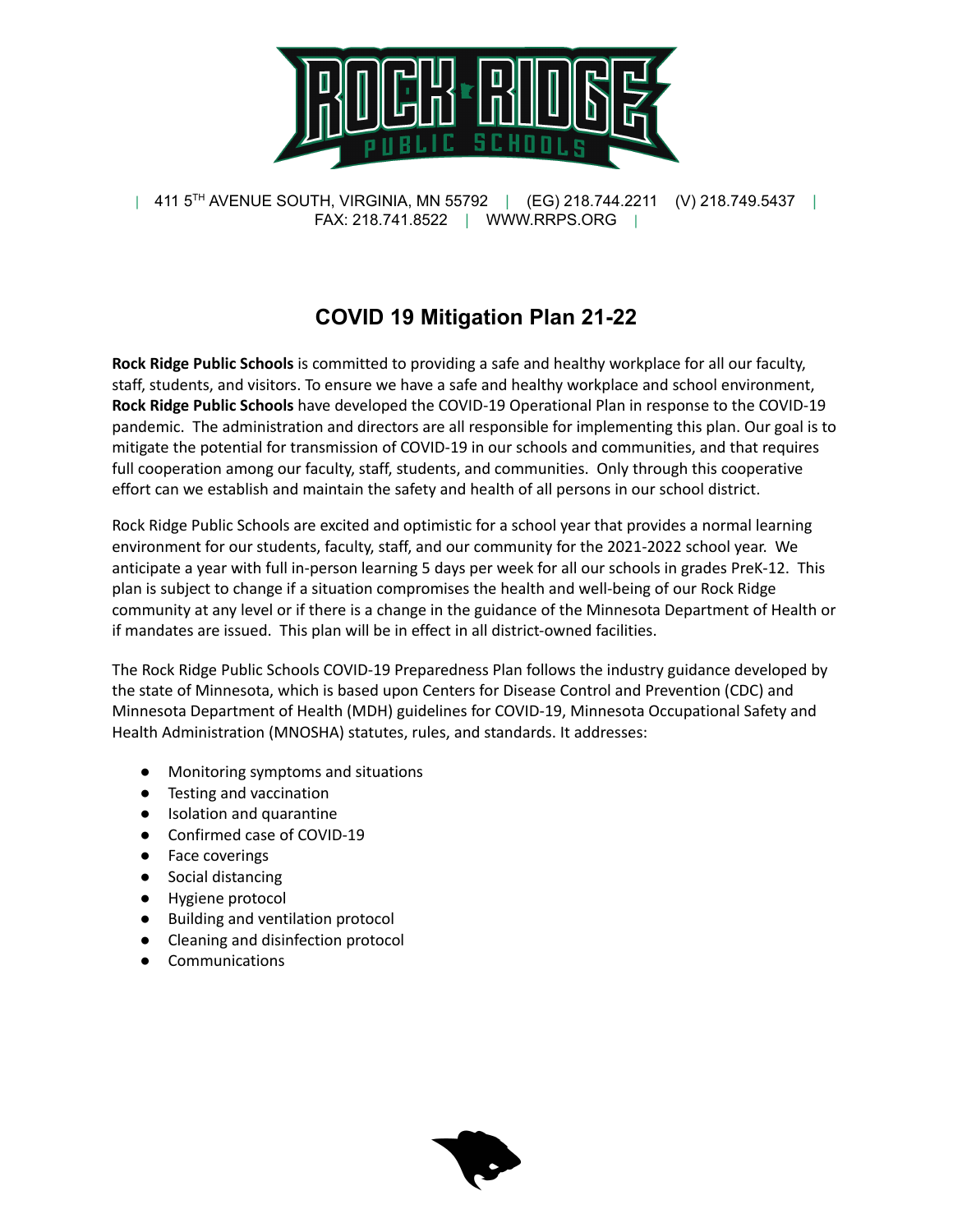| 411 5TH AVENUE SOUTH, VIRGINIA, MN 55792 | (EG) 218.744.2211 (V) 218.749.5437 | FAX: 218.741.8522 | WWW.RRPS.ORG |

# COVID 19 Mitigation Plan 21-22

**Rock Ridge Public Schools** is committed to providing a safe and healthy workplace for all our faculty, staff, students, and visitors. To ensure we have a safe and healthy workplace and school environment, **Rock Ridge Public Schools** have developed the COVID-19 Operational Plan in response to the COVID-19 pandemic. The administration and directors are all responsible for implementing this plan. Our goal is to mitigate the potential for transmission of COVID-19 in our schools and communities, and that requires full cooperation among our faculty, staff, students, and communities. Only through this cooperative effort can we establish and maintain the safety and health of all persons in our school district.

Rock Ridge Public Schools are excited and optimistic for a school year that provides a normal learning environment for our students, faculty, staff, and our community for the 2021-2022 school year. We anticipate a year with full in-person learning 5 days per week for all our schools in grades PreK-12. This plan is subject to change if a situation compromises the health and well-being of our Rock Ridge community at any level or if there is a change in the guidance of the Minnesota Department of Health or if mandates are issued. This plan will be in effect in all district-owned facilities.

The Rock Ridge Public Schools COVID-19 Preparedness Plan follows the industry guidance developed by the state of Minnesota, which is based upon Centers for Disease Control and Prevention (CDC) and Minnesota Department of Health (MDH) guidelines for COVID-19, Minnesota Occupational Safety and Health Administration (MNOSHA) statutes, rules, and standards. It addresses:

- Monitoring symptoms and situations
- Testing and vaccination
- Isolation and quarantine
- Confirmed case of COVID-19
- Face coverings
- Social distancing
- Hygiene protocol
- Building and ventilation protocol
- Cleaning and disinfection protocol
- Communications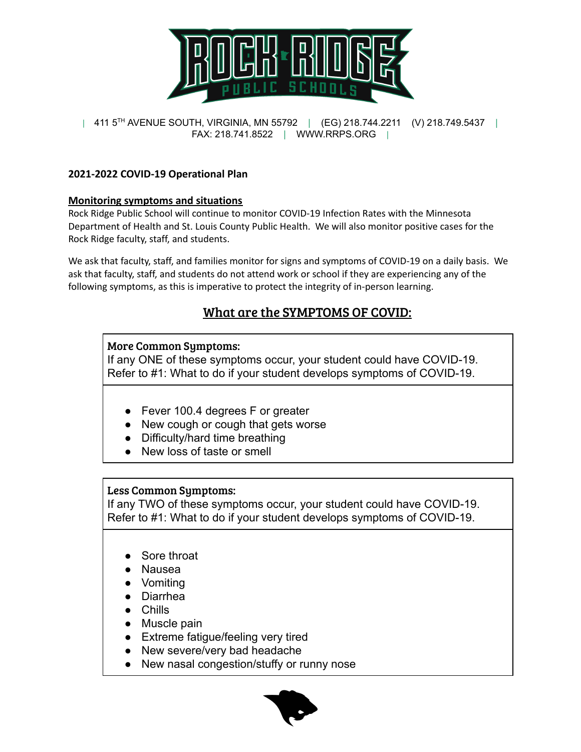| 411 5TH AVENUE SOUTH, VIRGINIA, MN 55792 | (EG) 218.744.2211 (V) 218.749.5437 | FAX: 218.741.8522 | WWW.RRPS.ORG |

**2021-2022 COVID-19 Operational Plan**

**Monitoring symptoms and situations**

Rock Ridge Public School will continue to monitor COVID-19 Infection Rates with the Minnesota Department of Health and St. Louis County Public Health. We will also monitor positive cases for the Rock Ridge faculty, staff, and students.

We ask that faculty, staff, and families monitor for signs and symptoms of COVID-19 on a daily basis. We ask that faculty, staff, and students do not attend work or school if they are experiencing any of the following symptoms, as this is imperative to protect the integrity of in-person learning.

## What are the SYMPTOMS OF COVID:

**More Common Symptoms:**
If any ONE of these symptoms occur, your student could have COVID-19.
Refer to #1: What to do if your student develops symptoms of COVID-19.

- Fever 100.4 degrees F or greater
- New cough or cough that gets worse
- Difficulty/hard time breathing
- New loss of taste or smell

**Less Common Symptoms:**
If any TWO of these symptoms occur, your student could have COVID-19.
Refer to #1: What to do if your student develops symptoms of COVID-19.

- Sore throat
- Nausea
- Vomiting
- Diarrhea
- Chills
- Muscle pain
- Extreme fatigue/feeling very tired
- New severe/very bad headache
- New nasal congestion/stuffy or runny nose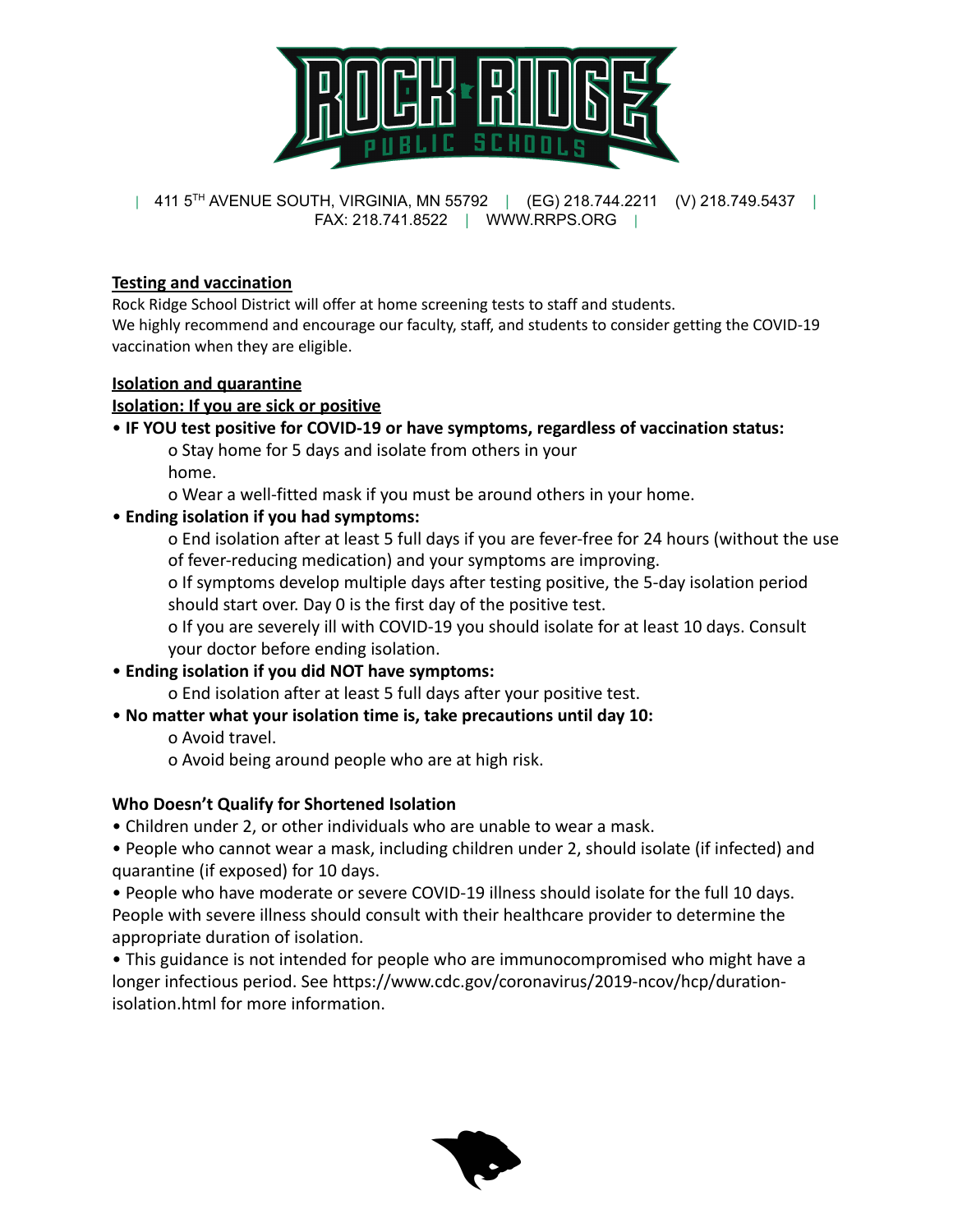| 411 5TH AVENUE SOUTH, VIRGINIA, MN 55792 | (EG) 218.744.2211 (V) 218.749.5437 | FAX: 218.741.8522 | WWW.RRPS.ORG |

**Testing and vaccination**

Rock Ridge School District will offer at home screening tests to staff and students.
We highly recommend and encourage our faculty, staff, and students to consider getting the COVID-19 vaccination when they are eligible.

**Isolation and quarantine**

**Isolation: If you are sick or positive**

- **IF YOU test positive for COVID-19 or have symptoms, regardless of vaccination status:**
  - Stay home for 5 days and isolate from others in your home.
  - Wear a well-fitted mask if you must be around others in your home.
- **Ending isolation if you had symptoms:**
  - End isolation after at least 5 full days if you are fever-free for 24 hours (without the use of fever-reducing medication) and your symptoms are improving.
  - If symptoms develop multiple days after testing positive, the 5-day isolation period should start over. Day 0 is the first day of the positive test.
  - If you are severely ill with COVID-19 you should isolate for at least 10 days. Consult your doctor before ending isolation.
- **Ending isolation if you did NOT have symptoms:**
  - End isolation after at least 5 full days after your positive test.
- **No matter what your isolation time is, take precautions until day 10:**
  - Avoid travel.
  - Avoid being around people who are at high risk.

**Who Doesn't Qualify for Shortened Isolation**

- Children under 2, or other individuals who are unable to wear a mask.
- People who cannot wear a mask, including children under 2, should isolate (if infected) and quarantine (if exposed) for 10 days.
- People who have moderate or severe COVID-19 illness should isolate for the full 10 days. People with severe illness should consult with their healthcare provider to determine the appropriate duration of isolation.
- This guidance is not intended for people who are immunocompromised who might have a longer infectious period. See https://www.cdc.gov/coronavirus/2019-ncov/hcp/duration-isolation.html for more information.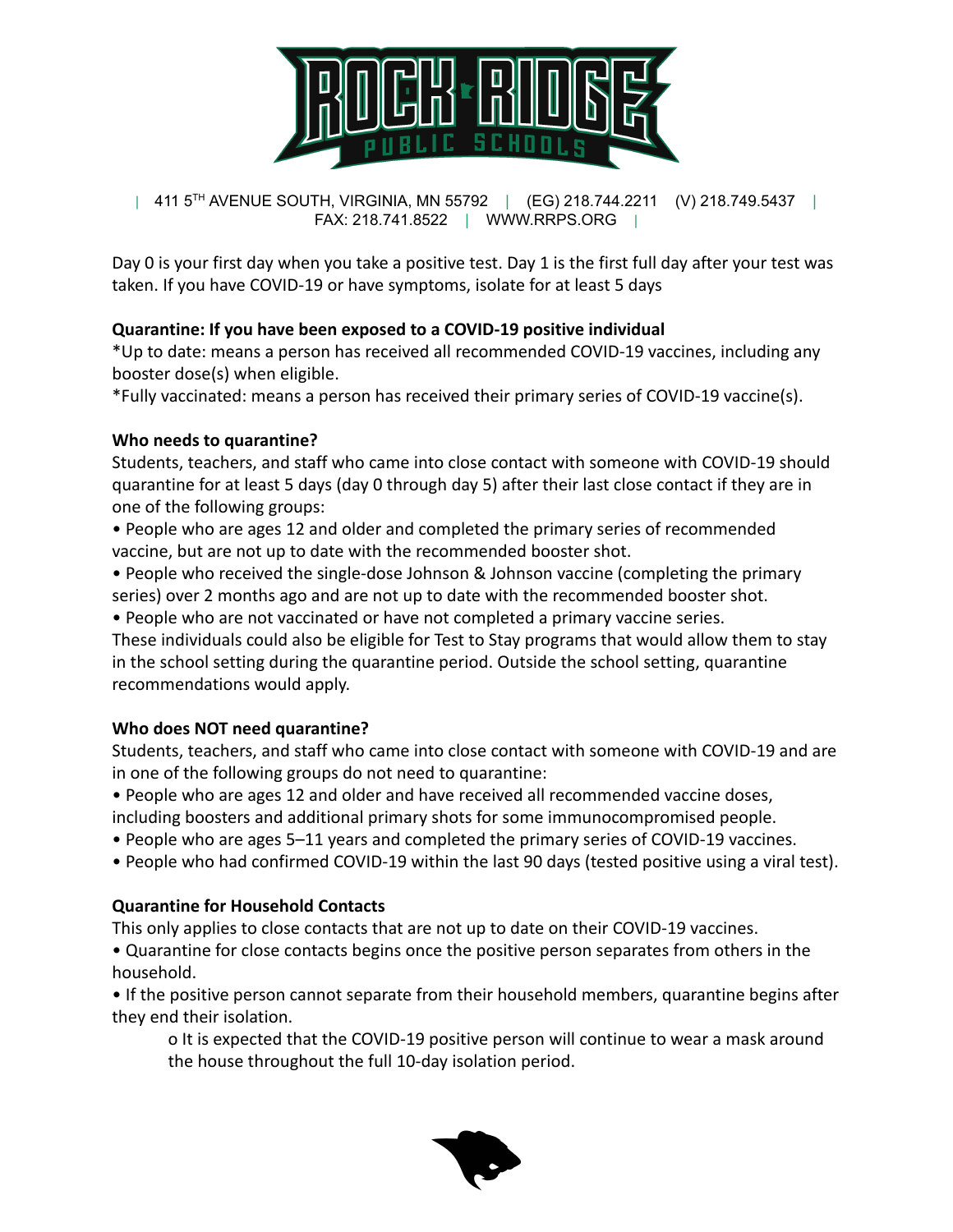| 411 5TH AVENUE SOUTH, VIRGINIA, MN 55792 | (EG) 218.744.2211 (V) 218.749.5437 | FAX: 218.741.8522 | WWW.RRPS.ORG |

Day 0 is your first day when you take a positive test. Day 1 is the first full day after your test was taken. If you have COVID-19 or have symptoms, isolate for at least 5 days

**Quarantine: If you have been exposed to a COVID-19 positive individual**

*Up to date: means a person has received all recommended COVID-19 vaccines, including any booster dose(s) when eligible.

*Fully vaccinated: means a person has received their primary series of COVID-19 vaccine(s).

**Who needs to quarantine?**

Students, teachers, and staff who came into close contact with someone with COVID-19 should quarantine for at least 5 days (day 0 through day 5) after their last close contact if they are in one of the following groups:

- People who are ages 12 and older and completed the primary series of recommended vaccine, but are not up to date with the recommended booster shot.
- People who received the single-dose Johnson & Johnson vaccine (completing the primary series) over 2 months ago and are not up to date with the recommended booster shot.
- People who are not vaccinated or have not completed a primary vaccine series.

These individuals could also be eligible for Test to Stay programs that would allow them to stay in the school setting during the quarantine period. Outside the school setting, quarantine recommendations would apply.

**Who does NOT need quarantine?**

Students, teachers, and staff who came into close contact with someone with COVID-19 and are in one of the following groups do not need to quarantine:

- People who are ages 12 and older and have received all recommended vaccine doses, including boosters and additional primary shots for some immunocompromised people.
- People who are ages 5–11 years and completed the primary series of COVID-19 vaccines.
- People who had confirmed COVID-19 within the last 90 days (tested positive using a viral test).

**Quarantine for Household Contacts**

This only applies to close contacts that are not up to date on their COVID-19 vaccines.

- Quarantine for close contacts begins once the positive person separates from others in the household.
- If the positive person cannot separate from their household members, quarantine begins after they end their isolation.
    - It is expected that the COVID-19 positive person will continue to wear a mask around the house throughout the full 10-day isolation period.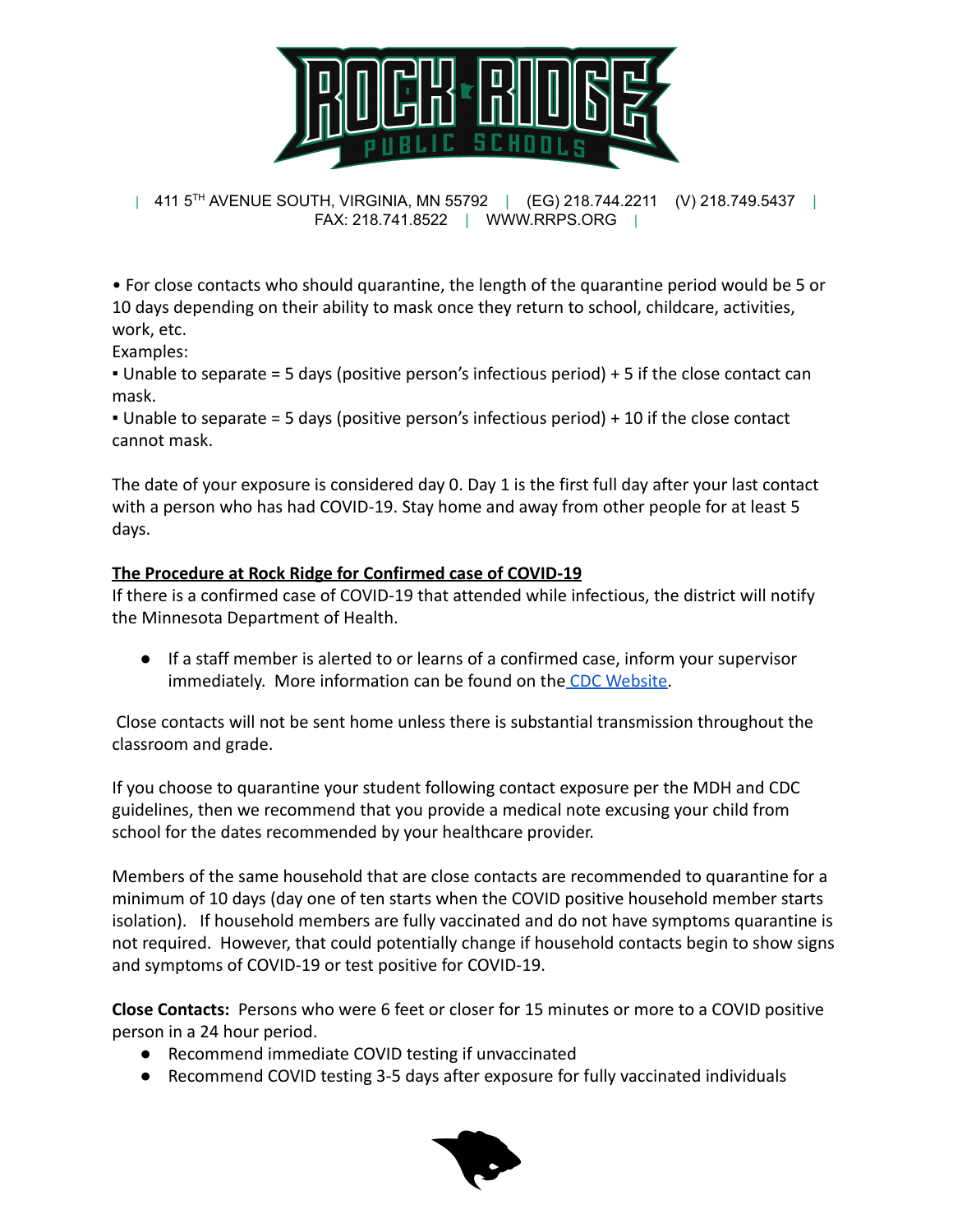• For close contacts who should quarantine, the length of the quarantine period would be 5 or 10 days depending on their ability to mask once they return to school, childcare, activities, work, etc.

Examples:

▪ Unable to separate = 5 days (positive person's infectious period) + 5 if the close contact can mask.

▪ Unable to separate = 5 days (positive person's infectious period) + 10 if the close contact cannot mask.

The date of your exposure is considered day 0. Day 1 is the first full day after your last contact with a person who has had COVID-19. Stay home and away from other people for at least 5 days.

**The Procedure at Rock Ridge for Confirmed case of COVID-19**

If there is a confirmed case of COVID-19 that attended while infectious, the district will notify the Minnesota Department of Health.

- If a staff member is alerted to or learns of a confirmed case, inform your supervisor immediately. More information can be found on the CDC Website.

Close contacts will not be sent home unless there is substantial transmission throughout the classroom and grade.

If you choose to quarantine your student following contact exposure per the MDH and CDC guidelines, then we recommend that you provide a medical note excusing your child from school for the dates recommended by your healthcare provider.

Members of the same household that are close contacts are recommended to quarantine for a minimum of 10 days (day one of ten starts when the COVID positive household member starts isolation). If household members are fully vaccinated and do not have symptoms quarantine is not required. However, that could potentially change if household contacts begin to show signs and symptoms of COVID-19 or test positive for COVID-19.

**Close Contacts:** Persons who were 6 feet or closer for 15 minutes or more to a COVID positive person in a 24 hour period.

- Recommend immediate COVID testing if unvaccinated
- Recommend COVID testing 3-5 days after exposure for fully vaccinated individuals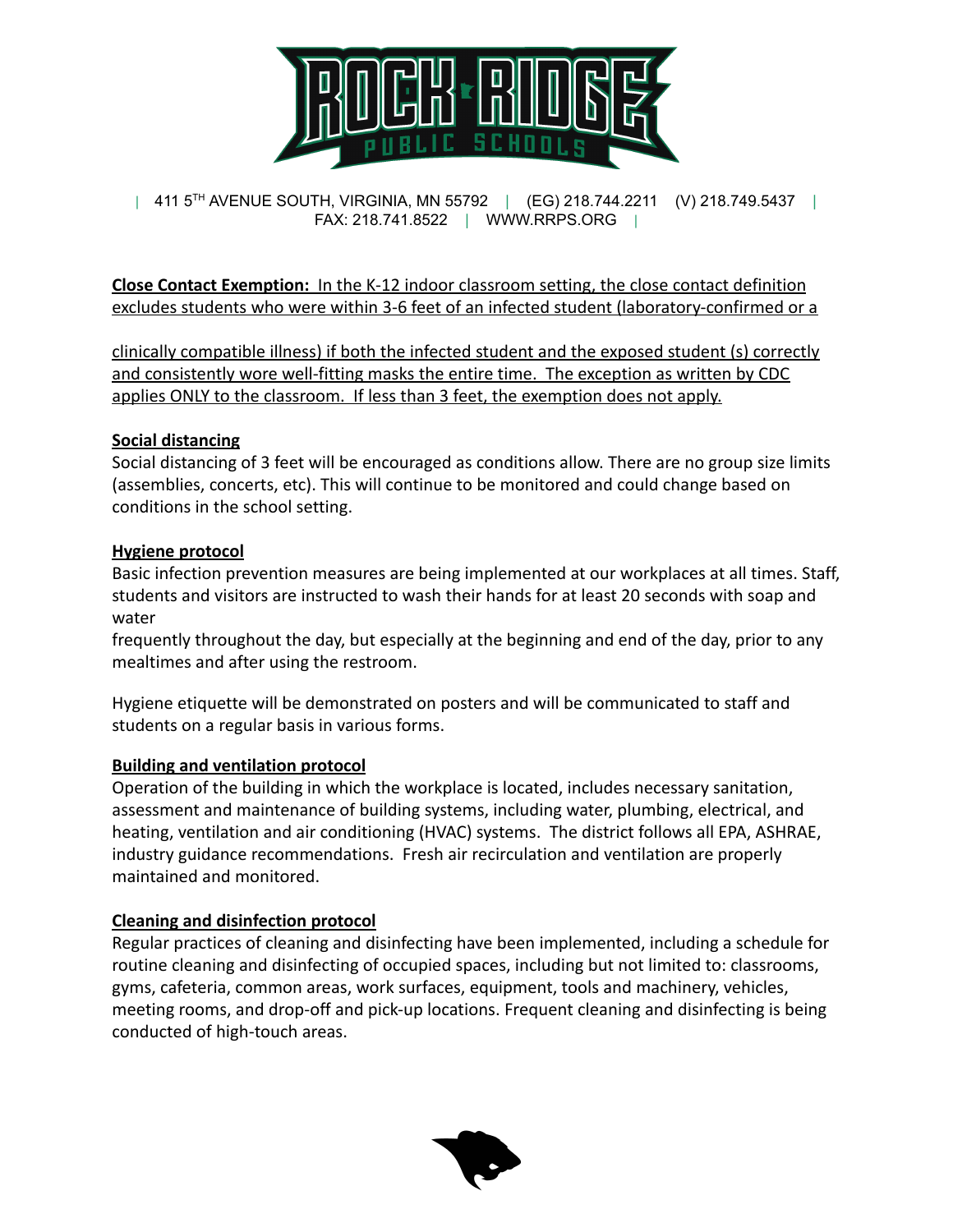**Close Contact Exemption:** In the K-12 indoor classroom setting, the close contact definition excludes students who were within 3-6 feet of an infected student (laboratory-confirmed or a clinically compatible illness) if both the infected student and the exposed student (s) correctly and consistently wore well-fitting masks the entire time. The exception as written by CDC applies ONLY to the classroom. If less than 3 feet, the exemption does not apply.

**Social distancing**

Social distancing of 3 feet will be encouraged as conditions allow. There are no group size limits (assemblies, concerts, etc). This will continue to be monitored and could change based on conditions in the school setting.

**Hygiene protocol**

Basic infection prevention measures are being implemented at our workplaces at all times. Staff, students and visitors are instructed to wash their hands for at least 20 seconds with soap and water frequently throughout the day, but especially at the beginning and end of the day, prior to any mealtimes and after using the restroom.

Hygiene etiquette will be demonstrated on posters and will be communicated to staff and students on a regular basis in various forms.

**Building and ventilation protocol**

Operation of the building in which the workplace is located, includes necessary sanitation, assessment and maintenance of building systems, including water, plumbing, electrical, and heating, ventilation and air conditioning (HVAC) systems. The district follows all EPA, ASHRAE, industry guidance recommendations. Fresh air recirculation and ventilation are properly maintained and monitored.

**Cleaning and disinfection protocol**

Regular practices of cleaning and disinfecting have been implemented, including a schedule for routine cleaning and disinfecting of occupied spaces, including but not limited to: classrooms, gyms, cafeteria, common areas, work surfaces, equipment, tools and machinery, vehicles, meeting rooms, and drop-off and pick-up locations. Frequent cleaning and disinfecting is being conducted of high-touch areas.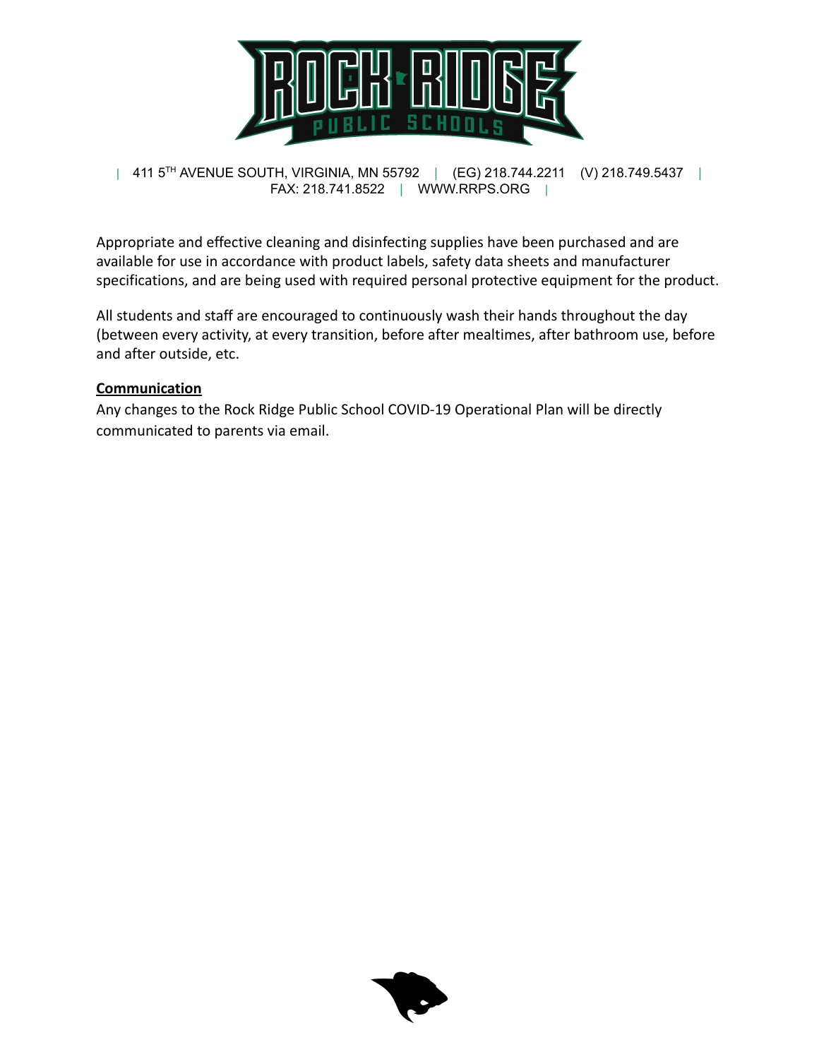Appropriate and effective cleaning and disinfecting supplies have been purchased and are available for use in accordance with product labels, safety data sheets and manufacturer specifications, and are being used with required personal protective equipment for the product.

All students and staff are encouraged to continuously wash their hands throughout the day (between every activity, at every transition, before after mealtimes, after bathroom use, before and after outside, etc.

**Communication**

Any changes to the Rock Ridge Public School COVID-19 Operational Plan will be directly communicated to parents via email.